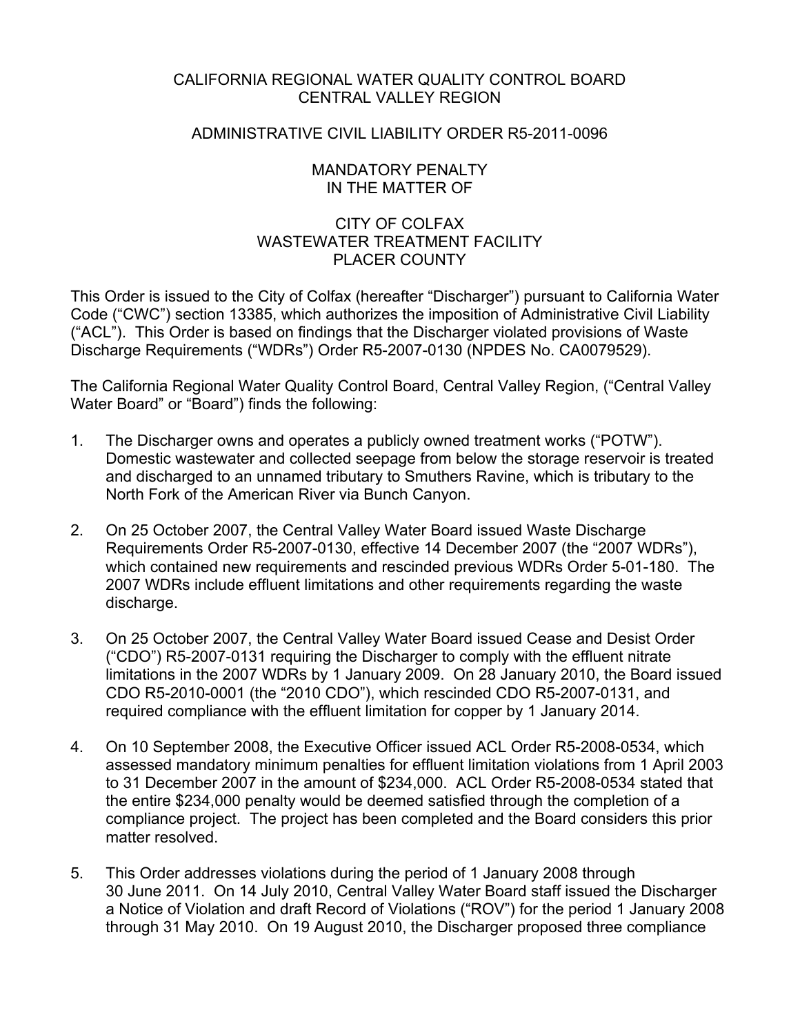CALIFORNIA REGIONAL WATER QUALITY CONTROL BOARD
CENTRAL VALLEY REGION

ADMINISTRATIVE CIVIL LIABILITY ORDER R5-2011-0096

MANDATORY PENALTY
IN THE MATTER OF

CITY OF COLFAX
WASTEWATER TREATMENT FACILITY
PLACER COUNTY

This Order is issued to the City of Colfax (hereafter "Discharger") pursuant to California Water Code ("CWC") section 13385, which authorizes the imposition of Administrative Civil Liability ("ACL"). This Order is based on findings that the Discharger violated provisions of Waste Discharge Requirements ("WDRs") Order R5-2007-0130 (NPDES No. CA0079529).

The California Regional Water Quality Control Board, Central Valley Region, ("Central Valley Water Board" or "Board") finds the following:

1. The Discharger owns and operates a publicly owned treatment works ("POTW"). Domestic wastewater and collected seepage from below the storage reservoir is treated and discharged to an unnamed tributary to Smuthers Ravine, which is tributary to the North Fork of the American River via Bunch Canyon.

2. On 25 October 2007, the Central Valley Water Board issued Waste Discharge Requirements Order R5-2007-0130, effective 14 December 2007 (the "2007 WDRs"), which contained new requirements and rescinded previous WDRs Order 5-01-180. The 2007 WDRs include effluent limitations and other requirements regarding the waste discharge.

3. On 25 October 2007, the Central Valley Water Board issued Cease and Desist Order ("CDO") R5-2007-0131 requiring the Discharger to comply with the effluent nitrate limitations in the 2007 WDRs by 1 January 2009. On 28 January 2010, the Board issued CDO R5-2010-0001 (the "2010 CDO"), which rescinded CDO R5-2007-0131, and required compliance with the effluent limitation for copper by 1 January 2014.

4. On 10 September 2008, the Executive Officer issued ACL Order R5-2008-0534, which assessed mandatory minimum penalties for effluent limitation violations from 1 April 2003 to 31 December 2007 in the amount of $234,000. ACL Order R5-2008-0534 stated that the entire $234,000 penalty would be deemed satisfied through the completion of a compliance project. The project has been completed and the Board considers this prior matter resolved.

5. This Order addresses violations during the period of 1 January 2008 through 30 June 2011. On 14 July 2010, Central Valley Water Board staff issued the Discharger a Notice of Violation and draft Record of Violations ("ROV") for the period 1 January 2008 through 31 May 2010. On 19 August 2010, the Discharger proposed three compliance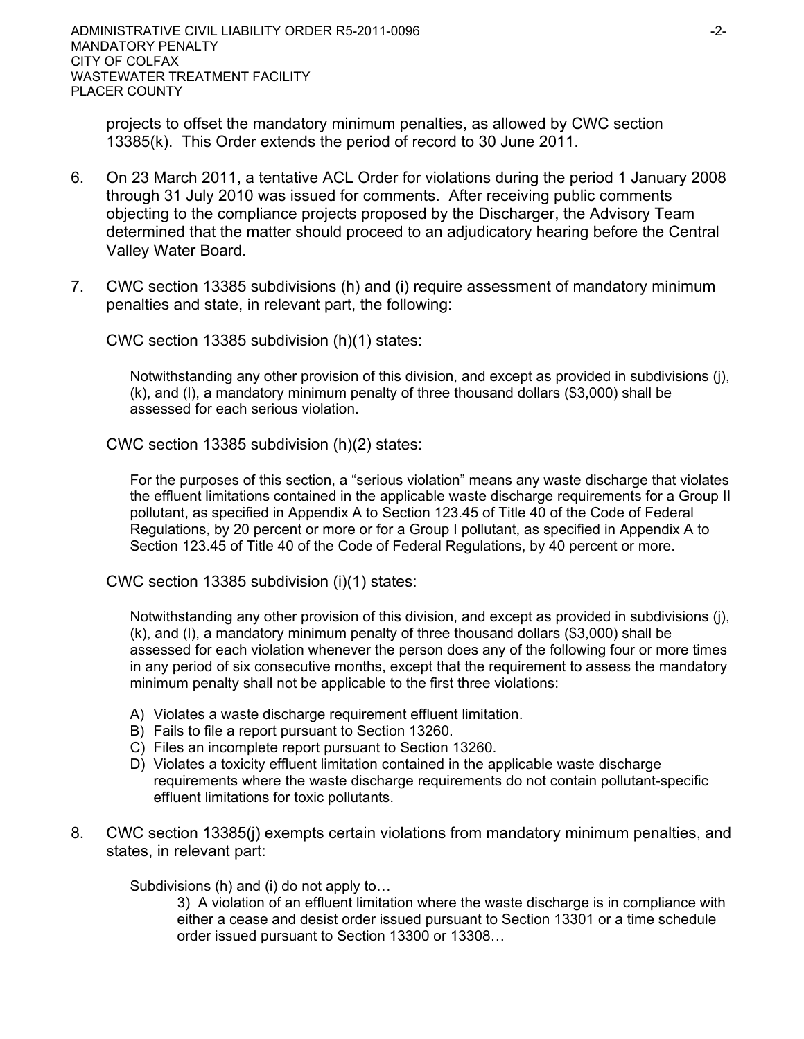projects to offset the mandatory minimum penalties, as allowed by CWC section 13385(k). This Order extends the period of record to 30 June 2011.

6. On 23 March 2011, a tentative ACL Order for violations during the period 1 January 2008 through 31 July 2010 was issued for comments. After receiving public comments objecting to the compliance projects proposed by the Discharger, the Advisory Team determined that the matter should proceed to an adjudicatory hearing before the Central Valley Water Board.

7. CWC section 13385 subdivisions (h) and (i) require assessment of mandatory minimum penalties and state, in relevant part, the following:

   CWC section 13385 subdivision (h)(1) states:

   > Notwithstanding any other provision of this division, and except as provided in subdivisions (j), (k), and (l), a mandatory minimum penalty of three thousand dollars ($3,000) shall be assessed for each serious violation.

   CWC section 13385 subdivision (h)(2) states:

   > For the purposes of this section, a "serious violation" means any waste discharge that violates the effluent limitations contained in the applicable waste discharge requirements for a Group II pollutant, as specified in Appendix A to Section 123.45 of Title 40 of the Code of Federal Regulations, by 20 percent or more or for a Group I pollutant, as specified in Appendix A to Section 123.45 of Title 40 of the Code of Federal Regulations, by 40 percent or more.

   CWC section 13385 subdivision (i)(1) states:

   > Notwithstanding any other provision of this division, and except as provided in subdivisions (j), (k), and (l), a mandatory minimum penalty of three thousand dollars ($3,000) shall be assessed for each violation whenever the person does any of the following four or more times in any period of six consecutive months, except that the requirement to assess the mandatory minimum penalty shall not be applicable to the first three violations:
   >
   > A) Violates a waste discharge requirement effluent limitation.
   > B) Fails to file a report pursuant to Section 13260.
   > C) Files an incomplete report pursuant to Section 13260.
   > D) Violates a toxicity effluent limitation contained in the applicable waste discharge requirements where the waste discharge requirements do not contain pollutant-specific effluent limitations for toxic pollutants.

8. CWC section 13385(j) exempts certain violations from mandatory minimum penalties, and states, in relevant part:

   > Subdivisions (h) and (i) do not apply to…
   >
   > 3) A violation of an effluent limitation where the waste discharge is in compliance with either a cease and desist order issued pursuant to Section 13301 or a time schedule order issued pursuant to Section 13300 or 13308…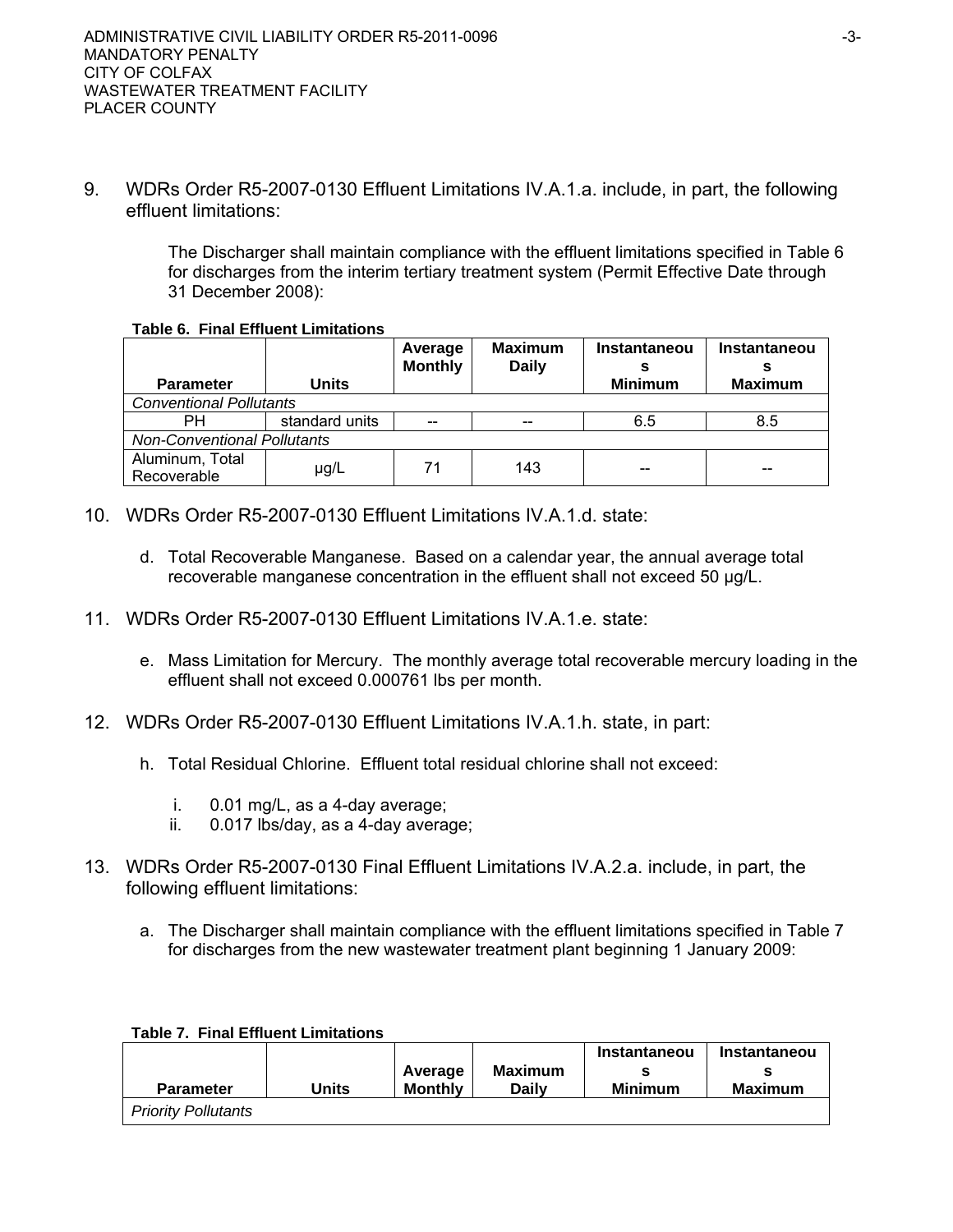9. WDRs Order R5-2007-0130 Effluent Limitations IV.A.1.a. include, in part, the following effluent limitations:

   The Discharger shall maintain compliance with the effluent limitations specified in Table 6 for discharges from the interim tertiary treatment system (Permit Effective Date through 31 December 2008):

**Table 6. Final Effluent Limitations**

| Parameter | Units | Average Monthly | Maximum Daily | Instantaneous Minimum | Instantaneous Maximum |
|---|---|---|---|---|---|
| *Conventional Pollutants* | | | | | |
| PH | standard units | -- | -- | 6.5 | 8.5 |
| *Non-Conventional Pollutants* | | | | | |
| Aluminum, Total Recoverable | µg/L | 71 | 143 | -- | -- |

10. WDRs Order R5-2007-0130 Effluent Limitations IV.A.1.d. state:

    d. Total Recoverable Manganese. Based on a calendar year, the annual average total recoverable manganese concentration in the effluent shall not exceed 50 µg/L.

11. WDRs Order R5-2007-0130 Effluent Limitations IV.A.1.e. state:

    e. Mass Limitation for Mercury. The monthly average total recoverable mercury loading in the effluent shall not exceed 0.000761 lbs per month.

12. WDRs Order R5-2007-0130 Effluent Limitations IV.A.1.h. state, in part:

    h. Total Residual Chlorine. Effluent total residual chlorine shall not exceed:

       i. 0.01 mg/L, as a 4-day average;
       ii. 0.017 lbs/day, as a 4-day average;

13. WDRs Order R5-2007-0130 Final Effluent Limitations IV.A.2.a. include, in part, the following effluent limitations:

    a. The Discharger shall maintain compliance with the effluent limitations specified in Table 7 for discharges from the new wastewater treatment plant beginning 1 January 2009:

**Table 7. Final Effluent Limitations**

| Parameter | Units | Average Monthly | Maximum Daily | Instantaneous Minimum | Instantaneous Maximum |
|---|---|---|---|---|---|
| *Priority Pollutants* | | | | | |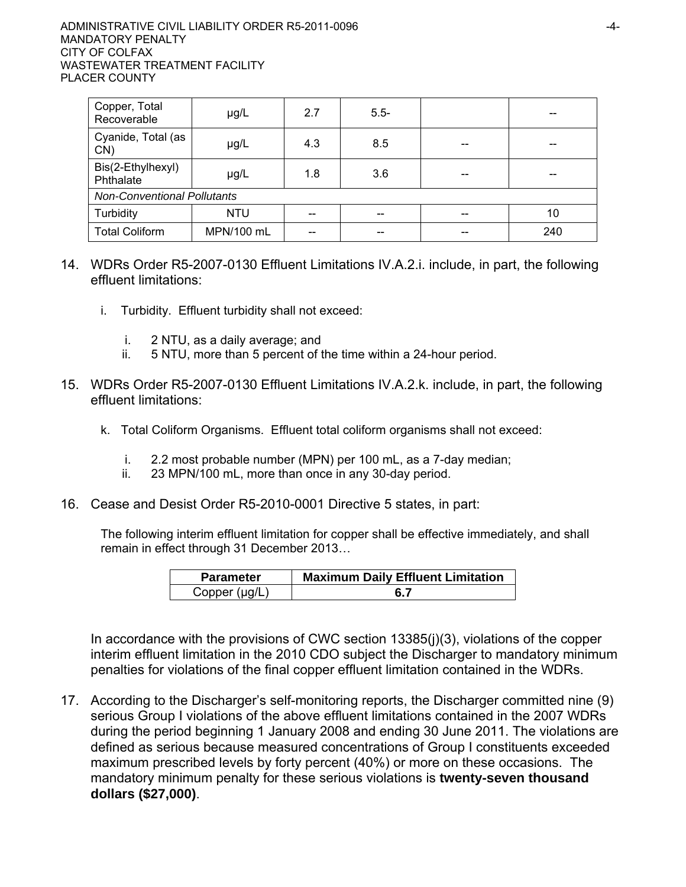| Copper, Total Recoverable | µg/L | 2.7 | 5.5- | | -- |
|---|---|---|---|---|---|
| Cyanide, Total (as CN) | µg/L | 4.3 | 8.5 | -- | -- |
| Bis(2-Ethylhexyl) Phthalate | µg/L | 1.8 | 3.6 | -- | -- |
| *Non-Conventional Pollutants* | | | | | |
| Turbidity | NTU | -- | -- | -- | 10 |
| Total Coliform | MPN/100 mL | -- | -- | -- | 240 |

14. WDRs Order R5-2007-0130 Effluent Limitations IV.A.2.i. include, in part, the following effluent limitations:

    i. Turbidity. Effluent turbidity shall not exceed:

        i. 2 NTU, as a daily average; and
        ii. 5 NTU, more than 5 percent of the time within a 24-hour period.

15. WDRs Order R5-2007-0130 Effluent Limitations IV.A.2.k. include, in part, the following effluent limitations:

    k. Total Coliform Organisms. Effluent total coliform organisms shall not exceed:

        i. 2.2 most probable number (MPN) per 100 mL, as a 7-day median;
        ii. 23 MPN/100 mL, more than once in any 30-day period.

16. Cease and Desist Order R5-2010-0001 Directive 5 states, in part:

    The following interim effluent limitation for copper shall be effective immediately, and shall remain in effect through 31 December 2013…

    | Parameter | Maximum Daily Effluent Limitation |
    |---|---|
    | Copper (µg/L) | **6.7** |

    In accordance with the provisions of CWC section 13385(j)(3), violations of the copper interim effluent limitation in the 2010 CDO subject the Discharger to mandatory minimum penalties for violations of the final copper effluent limitation contained in the WDRs.

17. According to the Discharger's self-monitoring reports, the Discharger committed nine (9) serious Group I violations of the above effluent limitations contained in the 2007 WDRs during the period beginning 1 January 2008 and ending 30 June 2011. The violations are defined as serious because measured concentrations of Group I constituents exceeded maximum prescribed levels by forty percent (40%) or more on these occasions. The mandatory minimum penalty for these serious violations is **twenty-seven thousand dollars ($27,000)**.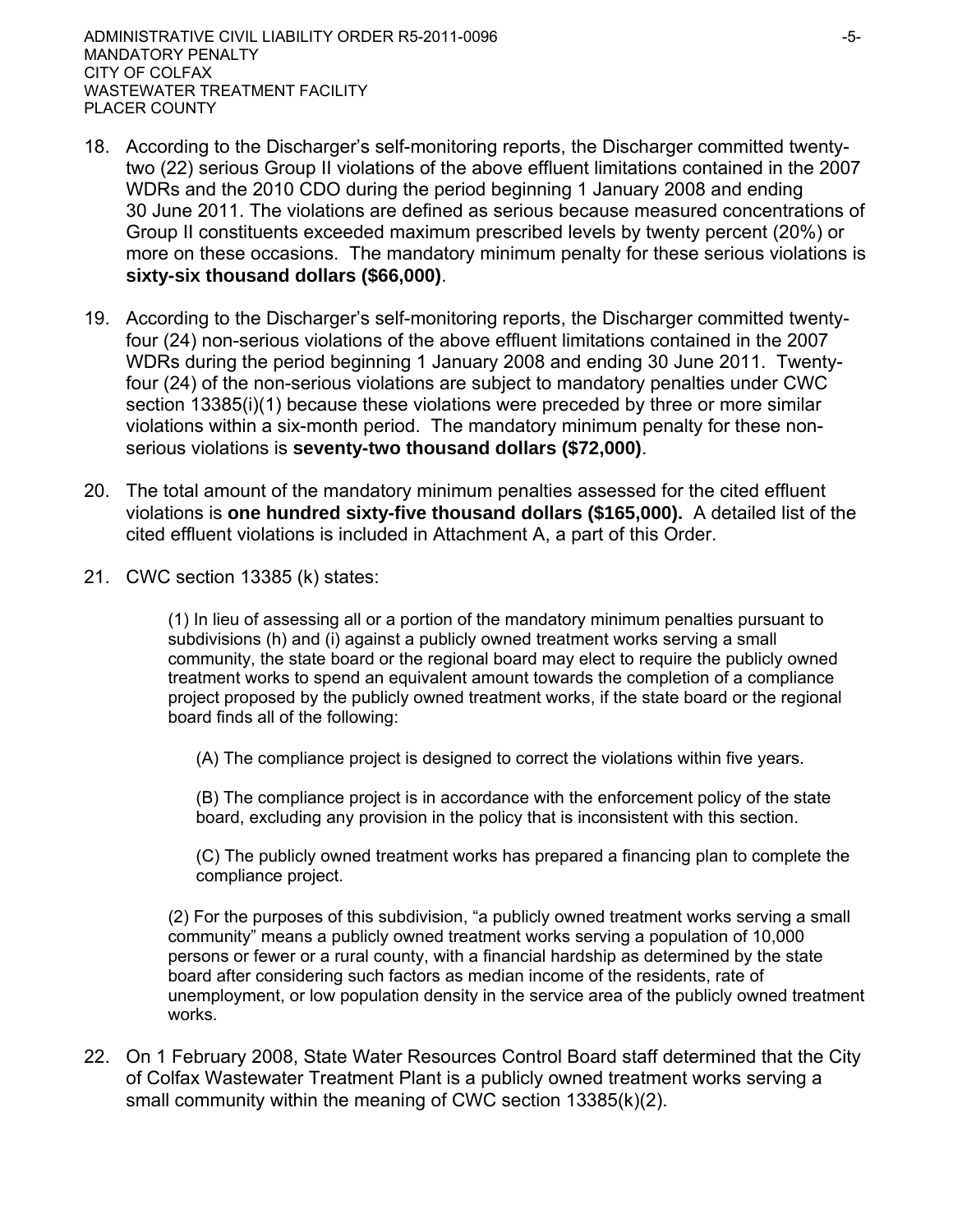18. According to the Discharger's self-monitoring reports, the Discharger committed twenty-two (22) serious Group II violations of the above effluent limitations contained in the 2007 WDRs and the 2010 CDO during the period beginning 1 January 2008 and ending 30 June 2011. The violations are defined as serious because measured concentrations of Group II constituents exceeded maximum prescribed levels by twenty percent (20%) or more on these occasions. The mandatory minimum penalty for these serious violations is **sixty-six thousand dollars ($66,000)**.

19. According to the Discharger's self-monitoring reports, the Discharger committed twenty-four (24) non-serious violations of the above effluent limitations contained in the 2007 WDRs during the period beginning 1 January 2008 and ending 30 June 2011. Twenty-four (24) of the non-serious violations are subject to mandatory penalties under CWC section 13385(i)(1) because these violations were preceded by three or more similar violations within a six-month period. The mandatory minimum penalty for these non-serious violations is **seventy-two thousand dollars ($72,000)**.

20. The total amount of the mandatory minimum penalties assessed for the cited effluent violations is **one hundred sixty-five thousand dollars ($165,000).** A detailed list of the cited effluent violations is included in Attachment A, a part of this Order.

21. CWC section 13385 (k) states:

    (1) In lieu of assessing all or a portion of the mandatory minimum penalties pursuant to subdivisions (h) and (i) against a publicly owned treatment works serving a small community, the state board or the regional board may elect to require the publicly owned treatment works to spend an equivalent amount towards the completion of a compliance project proposed by the publicly owned treatment works, if the state board or the regional board finds all of the following:

    (A) The compliance project is designed to correct the violations within five years.

    (B) The compliance project is in accordance with the enforcement policy of the state board, excluding any provision in the policy that is inconsistent with this section.

    (C) The publicly owned treatment works has prepared a financing plan to complete the compliance project.

    (2) For the purposes of this subdivision, "a publicly owned treatment works serving a small community" means a publicly owned treatment works serving a population of 10,000 persons or fewer or a rural county, with a financial hardship as determined by the state board after considering such factors as median income of the residents, rate of unemployment, or low population density in the service area of the publicly owned treatment works.

22. On 1 February 2008, State Water Resources Control Board staff determined that the City of Colfax Wastewater Treatment Plant is a publicly owned treatment works serving a small community within the meaning of CWC section 13385(k)(2).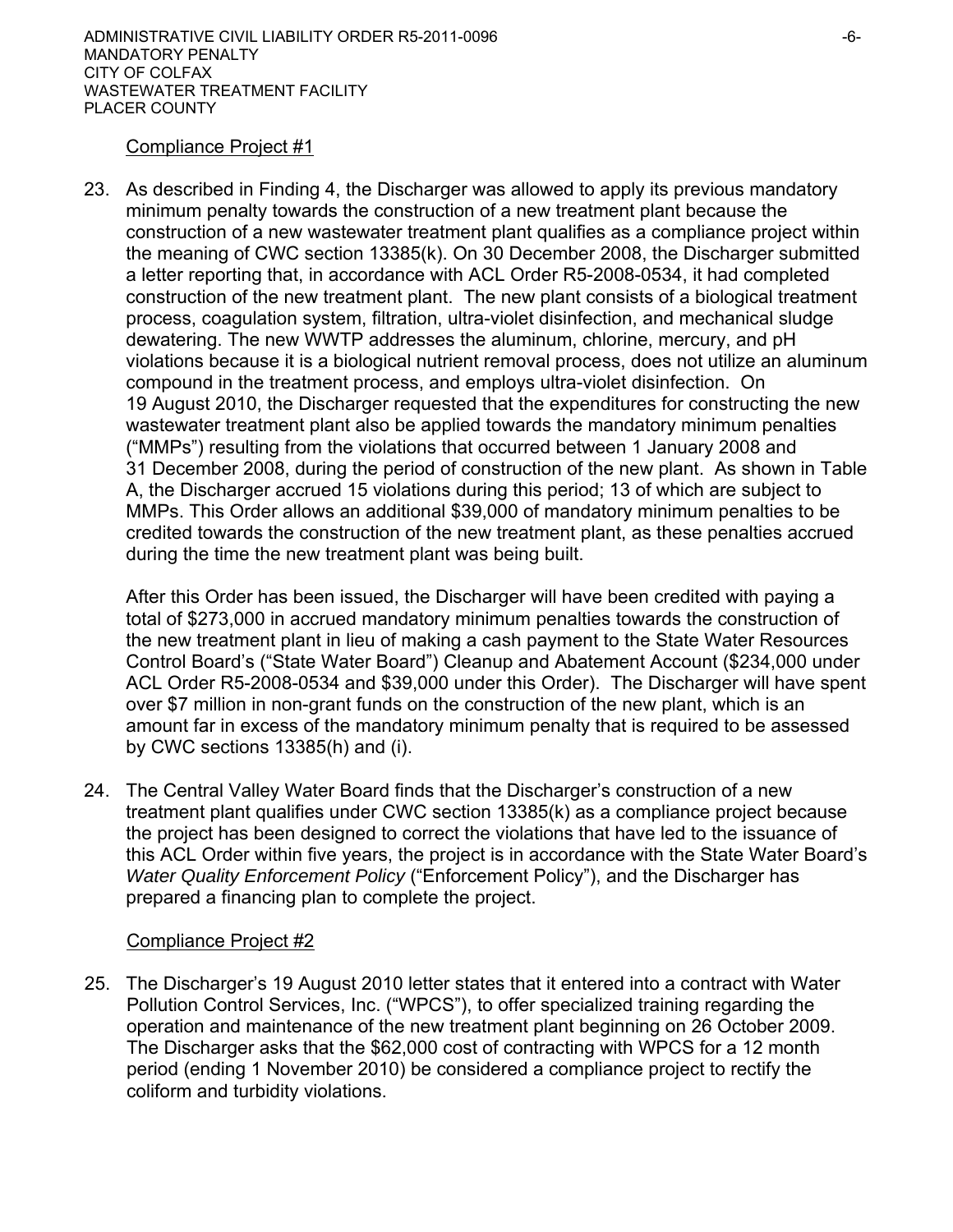Compliance Project #1

23. As described in Finding 4, the Discharger was allowed to apply its previous mandatory minimum penalty towards the construction of a new treatment plant because the construction of a new wastewater treatment plant qualifies as a compliance project within the meaning of CWC section 13385(k). On 30 December 2008, the Discharger submitted a letter reporting that, in accordance with ACL Order R5-2008-0534, it had completed construction of the new treatment plant. The new plant consists of a biological treatment process, coagulation system, filtration, ultra-violet disinfection, and mechanical sludge dewatering. The new WWTP addresses the aluminum, chlorine, mercury, and pH violations because it is a biological nutrient removal process, does not utilize an aluminum compound in the treatment process, and employs ultra-violet disinfection. On 19 August 2010, the Discharger requested that the expenditures for constructing the new wastewater treatment plant also be applied towards the mandatory minimum penalties ("MMPs") resulting from the violations that occurred between 1 January 2008 and 31 December 2008, during the period of construction of the new plant. As shown in Table A, the Discharger accrued 15 violations during this period; 13 of which are subject to MMPs. This Order allows an additional $39,000 of mandatory minimum penalties to be credited towards the construction of the new treatment plant, as these penalties accrued during the time the new treatment plant was being built.

    After this Order has been issued, the Discharger will have been credited with paying a total of $273,000 in accrued mandatory minimum penalties towards the construction of the new treatment plant in lieu of making a cash payment to the State Water Resources Control Board's ("State Water Board") Cleanup and Abatement Account ($234,000 under ACL Order R5-2008-0534 and $39,000 under this Order). The Discharger will have spent over $7 million in non-grant funds on the construction of the new plant, which is an amount far in excess of the mandatory minimum penalty that is required to be assessed by CWC sections 13385(h) and (i).

24. The Central Valley Water Board finds that the Discharger's construction of a new treatment plant qualifies under CWC section 13385(k) as a compliance project because the project has been designed to correct the violations that have led to the issuance of this ACL Order within five years, the project is in accordance with the State Water Board's *Water Quality Enforcement Policy* ("Enforcement Policy"), and the Discharger has prepared a financing plan to complete the project.

Compliance Project #2

25. The Discharger's 19 August 2010 letter states that it entered into a contract with Water Pollution Control Services, Inc. ("WPCS"), to offer specialized training regarding the operation and maintenance of the new treatment plant beginning on 26 October 2009. The Discharger asks that the $62,000 cost of contracting with WPCS for a 12 month period (ending 1 November 2010) be considered a compliance project to rectify the coliform and turbidity violations.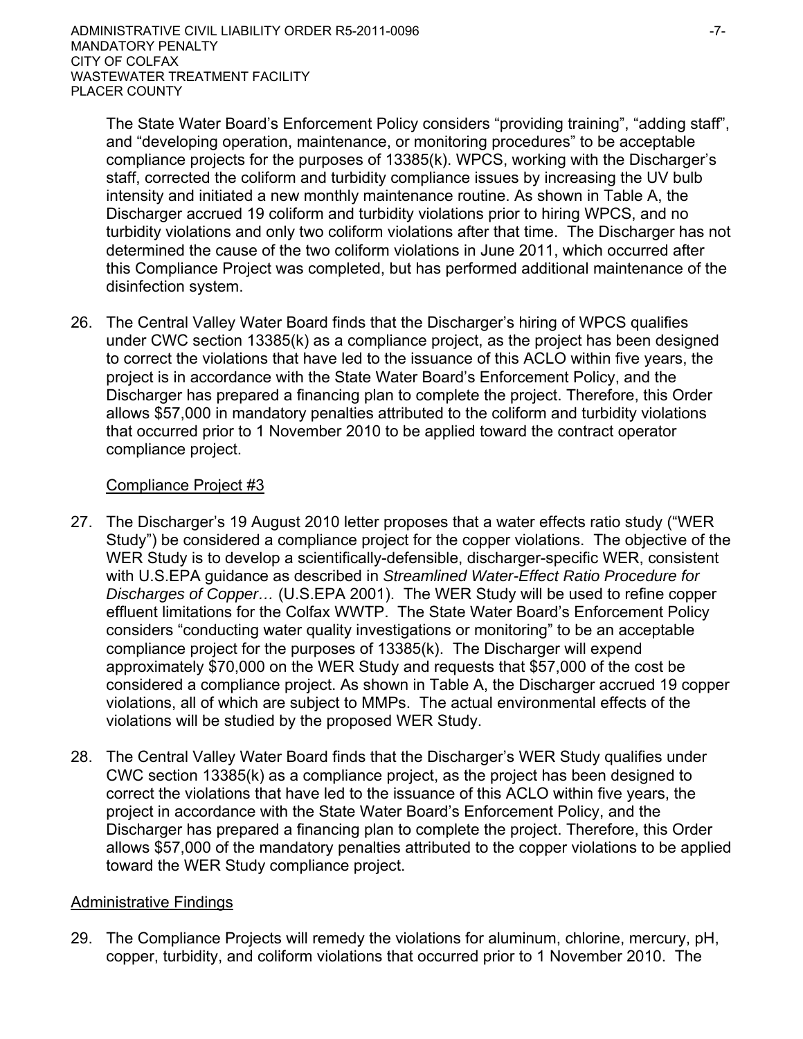The State Water Board's Enforcement Policy considers "providing training", "adding staff", and "developing operation, maintenance, or monitoring procedures" to be acceptable compliance projects for the purposes of 13385(k). WPCS, working with the Discharger's staff, corrected the coliform and turbidity compliance issues by increasing the UV bulb intensity and initiated a new monthly maintenance routine. As shown in Table A, the Discharger accrued 19 coliform and turbidity violations prior to hiring WPCS, and no turbidity violations and only two coliform violations after that time. The Discharger has not determined the cause of the two coliform violations in June 2011, which occurred after this Compliance Project was completed, but has performed additional maintenance of the disinfection system.

26. The Central Valley Water Board finds that the Discharger's hiring of WPCS qualifies under CWC section 13385(k) as a compliance project, as the project has been designed to correct the violations that have led to the issuance of this ACLO within five years, the project is in accordance with the State Water Board's Enforcement Policy, and the Discharger has prepared a financing plan to complete the project. Therefore, this Order allows $57,000 in mandatory penalties attributed to the coliform and turbidity violations that occurred prior to 1 November 2010 to be applied toward the contract operator compliance project.

<u>Compliance Project #3</u>

27. The Discharger's 19 August 2010 letter proposes that a water effects ratio study ("WER Study") be considered a compliance project for the copper violations. The objective of the WER Study is to develop a scientifically-defensible, discharger-specific WER, consistent with U.S.EPA guidance as described in *Streamlined Water-Effect Ratio Procedure for Discharges of Copper…* (U.S.EPA 2001). The WER Study will be used to refine copper effluent limitations for the Colfax WWTP. The State Water Board's Enforcement Policy considers "conducting water quality investigations or monitoring" to be an acceptable compliance project for the purposes of 13385(k). The Discharger will expend approximately $70,000 on the WER Study and requests that $57,000 of the cost be considered a compliance project. As shown in Table A, the Discharger accrued 19 copper violations, all of which are subject to MMPs. The actual environmental effects of the violations will be studied by the proposed WER Study.

28. The Central Valley Water Board finds that the Discharger's WER Study qualifies under CWC section 13385(k) as a compliance project, as the project has been designed to correct the violations that have led to the issuance of this ACLO within five years, the project in accordance with the State Water Board's Enforcement Policy, and the Discharger has prepared a financing plan to complete the project. Therefore, this Order allows $57,000 of the mandatory penalties attributed to the copper violations to be applied toward the WER Study compliance project.

<u>Administrative Findings</u>

29. The Compliance Projects will remedy the violations for aluminum, chlorine, mercury, pH, copper, turbidity, and coliform violations that occurred prior to 1 November 2010. The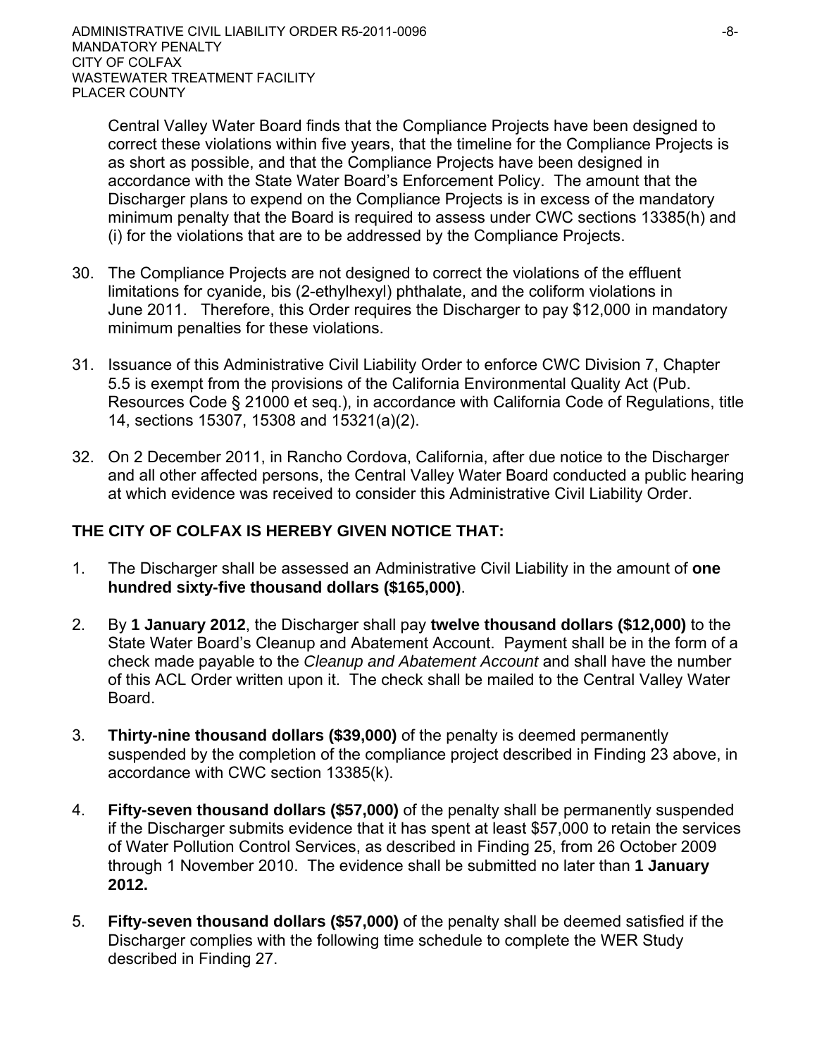Central Valley Water Board finds that the Compliance Projects have been designed to correct these violations within five years, that the timeline for the Compliance Projects is as short as possible, and that the Compliance Projects have been designed in accordance with the State Water Board's Enforcement Policy. The amount that the Discharger plans to expend on the Compliance Projects is in excess of the mandatory minimum penalty that the Board is required to assess under CWC sections 13385(h) and (i) for the violations that are to be addressed by the Compliance Projects.

30. The Compliance Projects are not designed to correct the violations of the effluent limitations for cyanide, bis (2-ethylhexyl) phthalate, and the coliform violations in June 2011. Therefore, this Order requires the Discharger to pay $12,000 in mandatory minimum penalties for these violations.

31. Issuance of this Administrative Civil Liability Order to enforce CWC Division 7, Chapter 5.5 is exempt from the provisions of the California Environmental Quality Act (Pub. Resources Code § 21000 et seq.), in accordance with California Code of Regulations, title 14, sections 15307, 15308 and 15321(a)(2).

32. On 2 December 2011, in Rancho Cordova, California, after due notice to the Discharger and all other affected persons, the Central Valley Water Board conducted a public hearing at which evidence was received to consider this Administrative Civil Liability Order.

**THE CITY OF COLFAX IS HEREBY GIVEN NOTICE THAT:**

1. The Discharger shall be assessed an Administrative Civil Liability in the amount of **one hundred sixty-five thousand dollars ($165,000)**.

2. By **1 January 2012**, the Discharger shall pay **twelve thousand dollars ($12,000)** to the State Water Board's Cleanup and Abatement Account. Payment shall be in the form of a check made payable to the *Cleanup and Abatement Account* and shall have the number of this ACL Order written upon it. The check shall be mailed to the Central Valley Water Board.

3. **Thirty-nine thousand dollars ($39,000)** of the penalty is deemed permanently suspended by the completion of the compliance project described in Finding 23 above, in accordance with CWC section 13385(k).

4. **Fifty-seven thousand dollars ($57,000)** of the penalty shall be permanently suspended if the Discharger submits evidence that it has spent at least $57,000 to retain the services of Water Pollution Control Services, as described in Finding 25, from 26 October 2009 through 1 November 2010. The evidence shall be submitted no later than **1 January 2012.**

5. **Fifty-seven thousand dollars ($57,000)** of the penalty shall be deemed satisfied if the Discharger complies with the following time schedule to complete the WER Study described in Finding 27.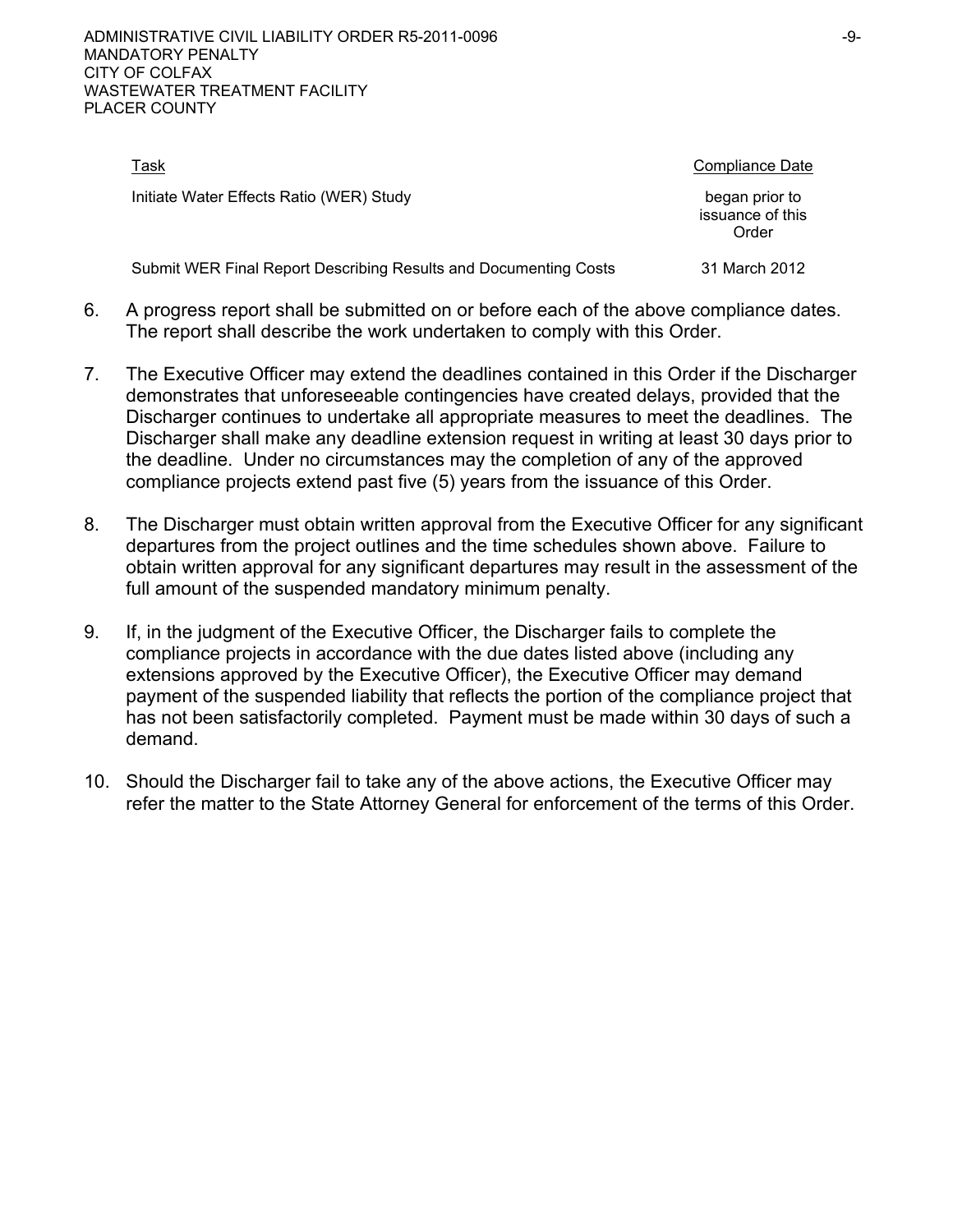| Task | Compliance Date |
|---|---|
| Initiate Water Effects Ratio (WER) Study | began prior to issuance of this Order |
| Submit WER Final Report Describing Results and Documenting Costs | 31 March 2012 |

6. A progress report shall be submitted on or before each of the above compliance dates. The report shall describe the work undertaken to comply with this Order.

7. The Executive Officer may extend the deadlines contained in this Order if the Discharger demonstrates that unforeseeable contingencies have created delays, provided that the Discharger continues to undertake all appropriate measures to meet the deadlines. The Discharger shall make any deadline extension request in writing at least 30 days prior to the deadline. Under no circumstances may the completion of any of the approved compliance projects extend past five (5) years from the issuance of this Order.

8. The Discharger must obtain written approval from the Executive Officer for any significant departures from the project outlines and the time schedules shown above. Failure to obtain written approval for any significant departures may result in the assessment of the full amount of the suspended mandatory minimum penalty.

9. If, in the judgment of the Executive Officer, the Discharger fails to complete the compliance projects in accordance with the due dates listed above (including any extensions approved by the Executive Officer), the Executive Officer may demand payment of the suspended liability that reflects the portion of the compliance project that has not been satisfactorily completed. Payment must be made within 30 days of such a demand.

10. Should the Discharger fail to take any of the above actions, the Executive Officer may refer the matter to the State Attorney General for enforcement of the terms of this Order.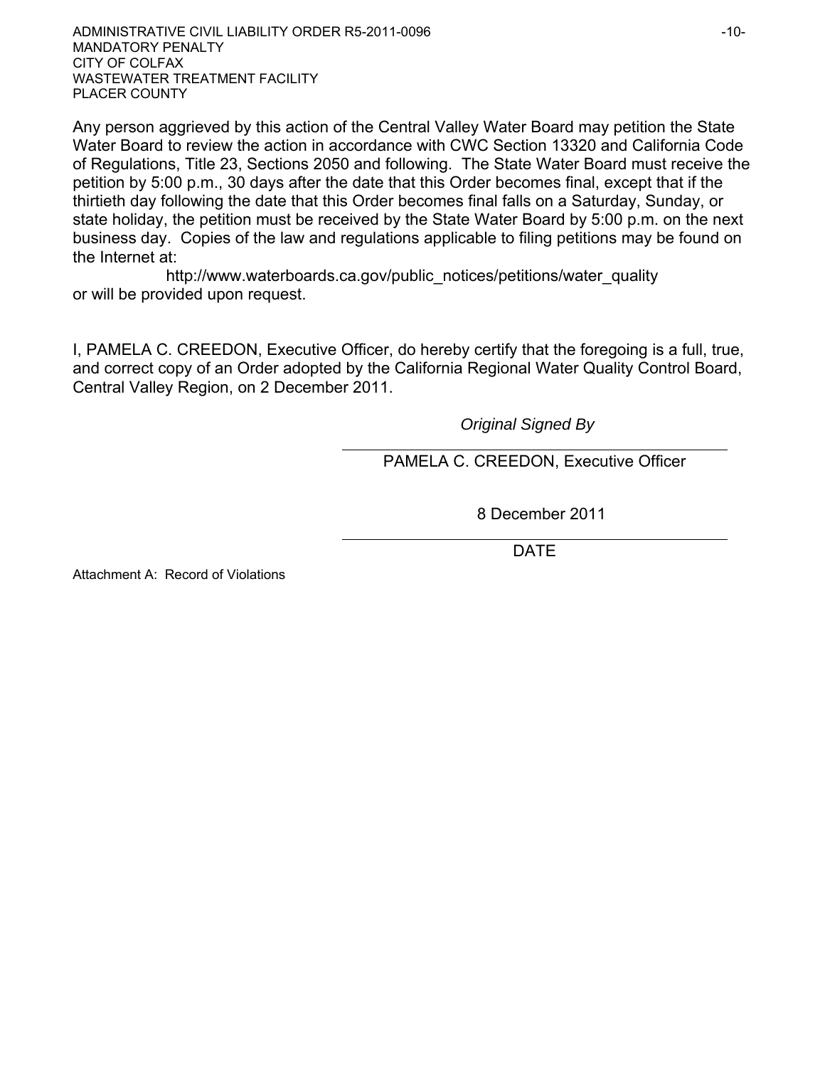Any person aggrieved by this action of the Central Valley Water Board may petition the State Water Board to review the action in accordance with CWC Section 13320 and California Code of Regulations, Title 23, Sections 2050 and following. The State Water Board must receive the petition by 5:00 p.m., 30 days after the date that this Order becomes final, except that if the thirtieth day following the date that this Order becomes final falls on a Saturday, Sunday, or state holiday, the petition must be received by the State Water Board by 5:00 p.m. on the next business day. Copies of the law and regulations applicable to filing petitions may be found on the Internet at:

http://www.waterboards.ca.gov/public_notices/petitions/water_quality

or will be provided upon request.

I, PAMELA C. CREEDON, Executive Officer, do hereby certify that the foregoing is a full, true, and correct copy of an Order adopted by the California Regional Water Quality Control Board, Central Valley Region, on 2 December 2011.

*Original Signed By*

PAMELA C. CREEDON, Executive Officer

8 December 2011

DATE

Attachment A: Record of Violations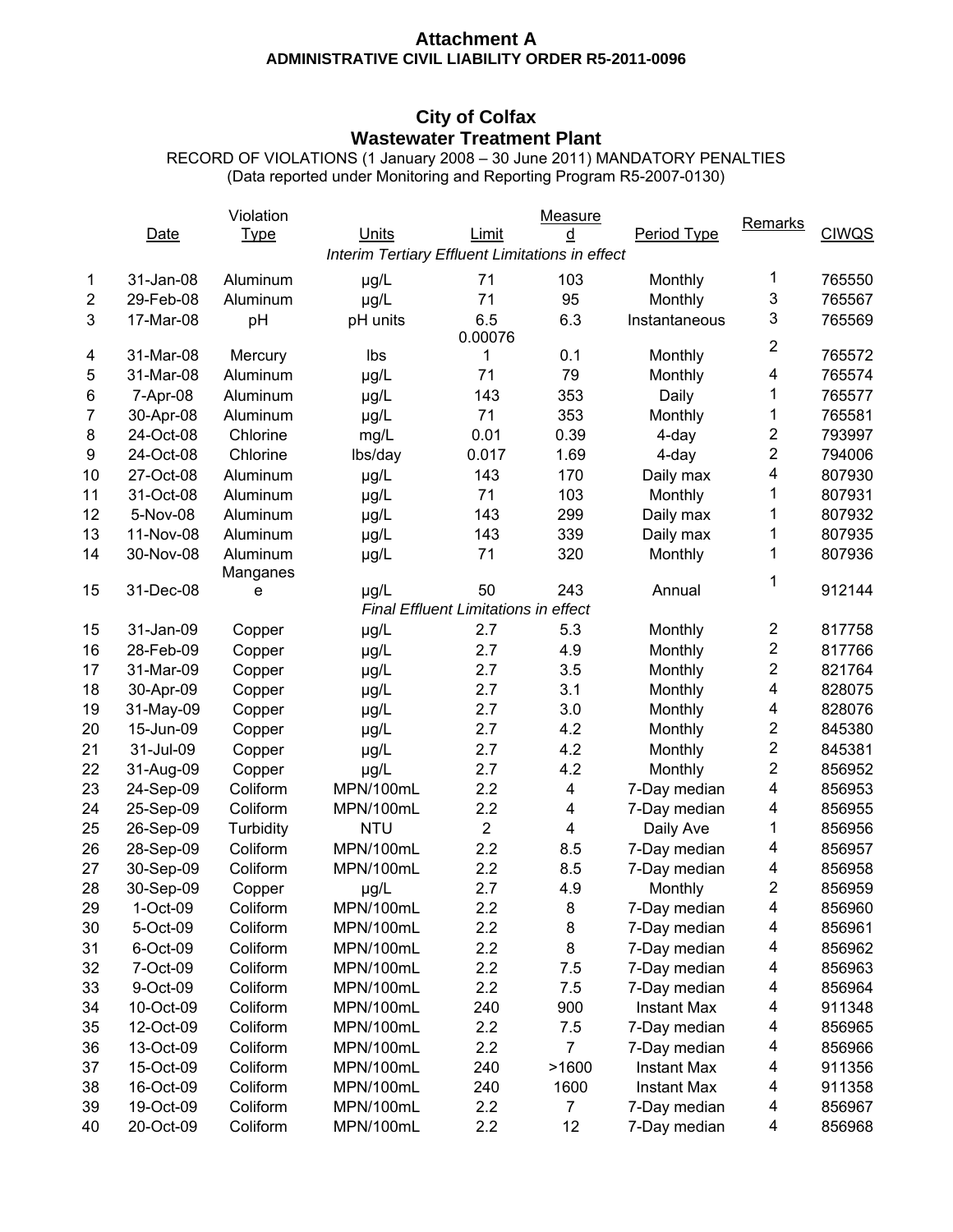**Attachment A**
**ADMINISTRATIVE CIVIL LIABILITY ORDER R5-2011-0096**

## City of Colfax
## Wastewater Treatment Plant

RECORD OF VIOLATIONS (1 January 2008 – 30 June 2011) MANDATORY PENALTIES
(Data reported under Monitoring and Reporting Program R5-2007-0130)

| | Date | Violation Type | Units | Limit | Measured | Period Type | Remarks | CIWQS |
|---|---|---|---|---|---|---|---|---|
| | | | *Interim Tertiary Effluent Limitations in effect* | | | | | |
| 1 | 31-Jan-08 | Aluminum | µg/L | 71 | 103 | Monthly | 1 | 765550 |
| 2 | 29-Feb-08 | Aluminum | µg/L | 71 | 95 | Monthly | 3 | 765567 |
| 3 | 17-Mar-08 | pH | pH units | 6.5 | 6.3 | Instantaneous | 3 | 765569 |
| 4 | 31-Mar-08 | Mercury | lbs | 0.000761 | 0.1 | Monthly | 2 | 765572 |
| 5 | 31-Mar-08 | Aluminum | µg/L | 71 | 79 | Monthly | 4 | 765574 |
| 6 | 7-Apr-08 | Aluminum | µg/L | 143 | 353 | Daily | 1 | 765577 |
| 7 | 30-Apr-08 | Aluminum | µg/L | 71 | 353 | Monthly | 1 | 765581 |
| 8 | 24-Oct-08 | Chlorine | mg/L | 0.01 | 0.39 | 4-day | 2 | 793997 |
| 9 | 24-Oct-08 | Chlorine | lbs/day | 0.017 | 1.69 | 4-day | 2 | 794006 |
| 10 | 27-Oct-08 | Aluminum | µg/L | 143 | 170 | Daily max | 4 | 807930 |
| 11 | 31-Oct-08 | Aluminum | µg/L | 71 | 103 | Monthly | 1 | 807931 |
| 12 | 5-Nov-08 | Aluminum | µg/L | 143 | 299 | Daily max | 1 | 807932 |
| 13 | 11-Nov-08 | Aluminum | µg/L | 143 | 339 | Daily max | 1 | 807935 |
| 14 | 30-Nov-08 | Aluminum | µg/L | 71 | 320 | Monthly | 1 | 807936 |
| 15 | 31-Dec-08 | Manganese | µg/L | 50 | 243 | Annual | 1 | 912144 |
| | | | *Final Effluent Limitations in effect* | | | | | |
| 15 | 31-Jan-09 | Copper | µg/L | 2.7 | 5.3 | Monthly | 2 | 817758 |
| 16 | 28-Feb-09 | Copper | µg/L | 2.7 | 4.9 | Monthly | 2 | 817766 |
| 17 | 31-Mar-09 | Copper | µg/L | 2.7 | 3.5 | Monthly | 2 | 821764 |
| 18 | 30-Apr-09 | Copper | µg/L | 2.7 | 3.1 | Monthly | 4 | 828075 |
| 19 | 31-May-09 | Copper | µg/L | 2.7 | 3.0 | Monthly | 4 | 828076 |
| 20 | 15-Jun-09 | Copper | µg/L | 2.7 | 4.2 | Monthly | 2 | 845380 |
| 21 | 31-Jul-09 | Copper | µg/L | 2.7 | 4.2 | Monthly | 2 | 845381 |
| 22 | 31-Aug-09 | Copper | µg/L | 2.7 | 4.2 | Monthly | 2 | 856952 |
| 23 | 24-Sep-09 | Coliform | MPN/100mL | 2.2 | 4 | 7-Day median | 4 | 856953 |
| 24 | 25-Sep-09 | Coliform | MPN/100mL | 2.2 | 4 | 7-Day median | 4 | 856955 |
| 25 | 26-Sep-09 | Turbidity | NTU | 2 | 4 | Daily Ave | 1 | 856956 |
| 26 | 28-Sep-09 | Coliform | MPN/100mL | 2.2 | 8.5 | 7-Day median | 4 | 856957 |
| 27 | 30-Sep-09 | Coliform | MPN/100mL | 2.2 | 8.5 | 7-Day median | 4 | 856958 |
| 28 | 30-Sep-09 | Copper | µg/L | 2.7 | 4.9 | Monthly | 2 | 856959 |
| 29 | 1-Oct-09 | Coliform | MPN/100mL | 2.2 | 8 | 7-Day median | 4 | 856960 |
| 30 | 5-Oct-09 | Coliform | MPN/100mL | 2.2 | 8 | 7-Day median | 4 | 856961 |
| 31 | 6-Oct-09 | Coliform | MPN/100mL | 2.2 | 8 | 7-Day median | 4 | 856962 |
| 32 | 7-Oct-09 | Coliform | MPN/100mL | 2.2 | 7.5 | 7-Day median | 4 | 856963 |
| 33 | 9-Oct-09 | Coliform | MPN/100mL | 2.2 | 7.5 | 7-Day median | 4 | 856964 |
| 34 | 10-Oct-09 | Coliform | MPN/100mL | 240 | 900 | Instant Max | 4 | 911348 |
| 35 | 12-Oct-09 | Coliform | MPN/100mL | 2.2 | 7.5 | 7-Day median | 4 | 856965 |
| 36 | 13-Oct-09 | Coliform | MPN/100mL | 2.2 | 7 | 7-Day median | 4 | 856966 |
| 37 | 15-Oct-09 | Coliform | MPN/100mL | 240 | >1600 | Instant Max | 4 | 911356 |
| 38 | 16-Oct-09 | Coliform | MPN/100mL | 240 | 1600 | Instant Max | 4 | 911358 |
| 39 | 19-Oct-09 | Coliform | MPN/100mL | 2.2 | 7 | 7-Day median | 4 | 856967 |
| 40 | 20-Oct-09 | Coliform | MPN/100mL | 2.2 | 12 | 7-Day median | 4 | 856968 |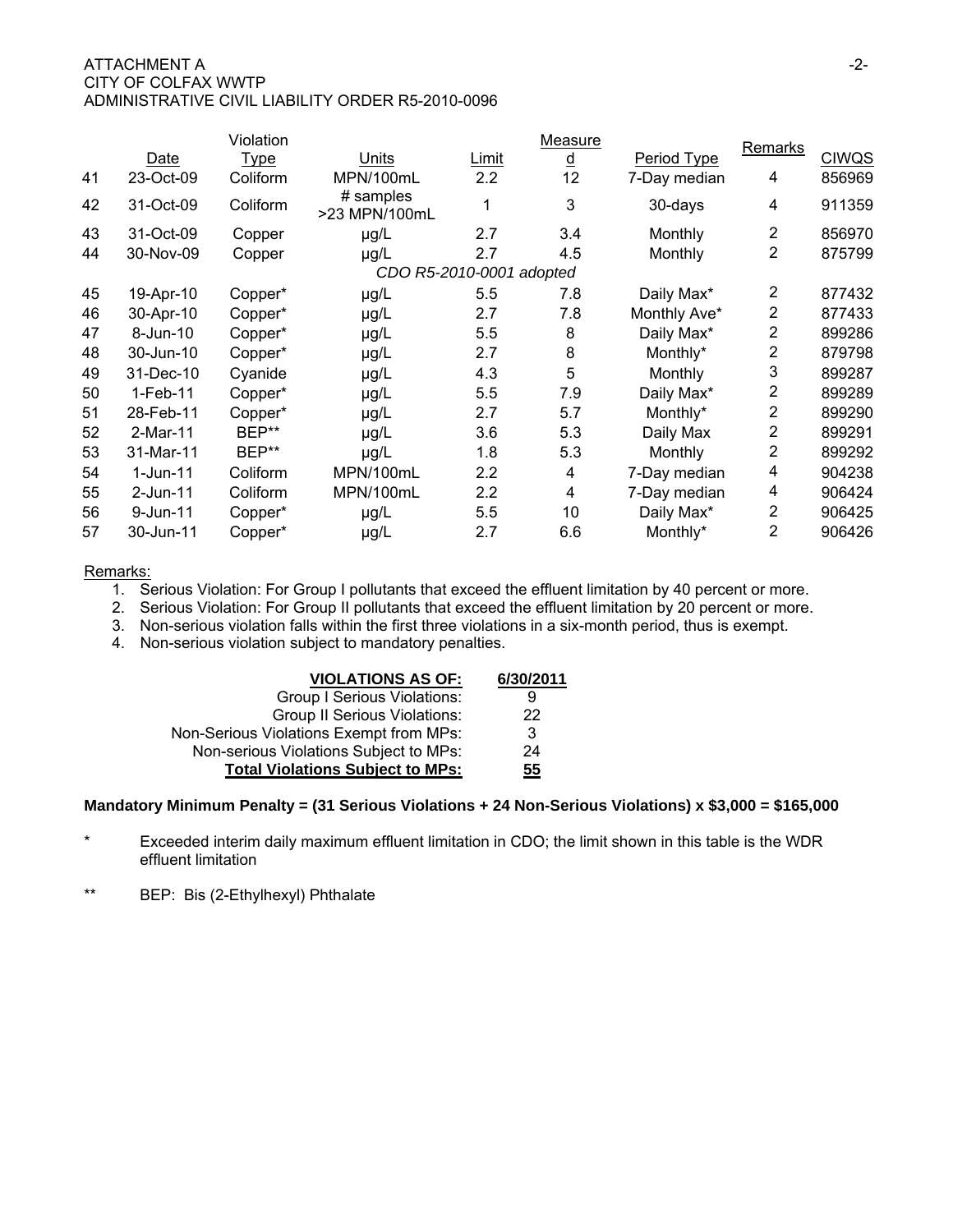ATTACHMENT A
CITY OF COLFAX WWTP
ADMINISTRATIVE CIVIL LIABILITY ORDER R5-2010-0096

| | Date | Violation Type | Units | Limit | Measured | Period Type | Remarks | CIWQS |
|---|---|---|---|---|---|---|---|---|
| 41 | 23-Oct-09 | Coliform | MPN/100mL | 2.2 | 12 | 7-Day median | 4 | 856969 |
| 42 | 31-Oct-09 | Coliform | # samples >23 MPN/100mL | 1 | 3 | 30-days | 4 | 911359 |
| 43 | 31-Oct-09 | Copper | µg/L | 2.7 | 3.4 | Monthly | 2 | 856970 |
| 44 | 30-Nov-09 | Copper | µg/L | 2.7 | 4.5 | Monthly | 2 | 875799 |
| | | | *CDO R5-2010-0001 adopted* | | | | | |
| 45 | 19-Apr-10 | Copper* | µg/L | 5.5 | 7.8 | Daily Max* | 2 | 877432 |
| 46 | 30-Apr-10 | Copper* | µg/L | 2.7 | 7.8 | Monthly Ave* | 2 | 877433 |
| 47 | 8-Jun-10 | Copper* | µg/L | 5.5 | 8 | Daily Max* | 2 | 899286 |
| 48 | 30-Jun-10 | Copper* | µg/L | 2.7 | 8 | Monthly* | 2 | 879798 |
| 49 | 31-Dec-10 | Cyanide | µg/L | 4.3 | 5 | Monthly | 3 | 899287 |
| 50 | 1-Feb-11 | Copper* | µg/L | 5.5 | 7.9 | Daily Max* | 2 | 899289 |
| 51 | 28-Feb-11 | Copper* | µg/L | 2.7 | 5.7 | Monthly* | 2 | 899290 |
| 52 | 2-Mar-11 | BEP** | µg/L | 3.6 | 5.3 | Daily Max | 2 | 899291 |
| 53 | 31-Mar-11 | BEP** | µg/L | 1.8 | 5.3 | Monthly | 2 | 899292 |
| 54 | 1-Jun-11 | Coliform | MPN/100mL | 2.2 | 4 | 7-Day median | 4 | 904238 |
| 55 | 2-Jun-11 | Coliform | MPN/100mL | 2.2 | 4 | 7-Day median | 4 | 906424 |
| 56 | 9-Jun-11 | Copper* | µg/L | 5.5 | 10 | Daily Max* | 2 | 906425 |
| 57 | 30-Jun-11 | Copper* | µg/L | 2.7 | 6.6 | Monthly* | 2 | 906426 |

Remarks:

1. Serious Violation: For Group I pollutants that exceed the effluent limitation by 40 percent or more.
2. Serious Violation: For Group II pollutants that exceed the effluent limitation by 20 percent or more.
3. Non-serious violation falls within the first three violations in a six-month period, thus is exempt.
4. Non-serious violation subject to mandatory penalties.

| **VIOLATIONS AS OF:** | **6/30/2011** |
|---|---|
| Group I Serious Violations: | 9 |
| Group II Serious Violations: | 22 |
| Non-Serious Violations Exempt from MPs: | 3 |
| Non-serious Violations Subject to MPs: | 24 |
| **Total Violations Subject to MPs:** | **55** |

**Mandatory Minimum Penalty = (31 Serious Violations + 24 Non-Serious Violations) x $3,000 = $165,000**

\* Exceeded interim daily maximum effluent limitation in CDO; the limit shown in this table is the WDR effluent limitation

\*\* BEP: Bis (2-Ethylhexyl) Phthalate